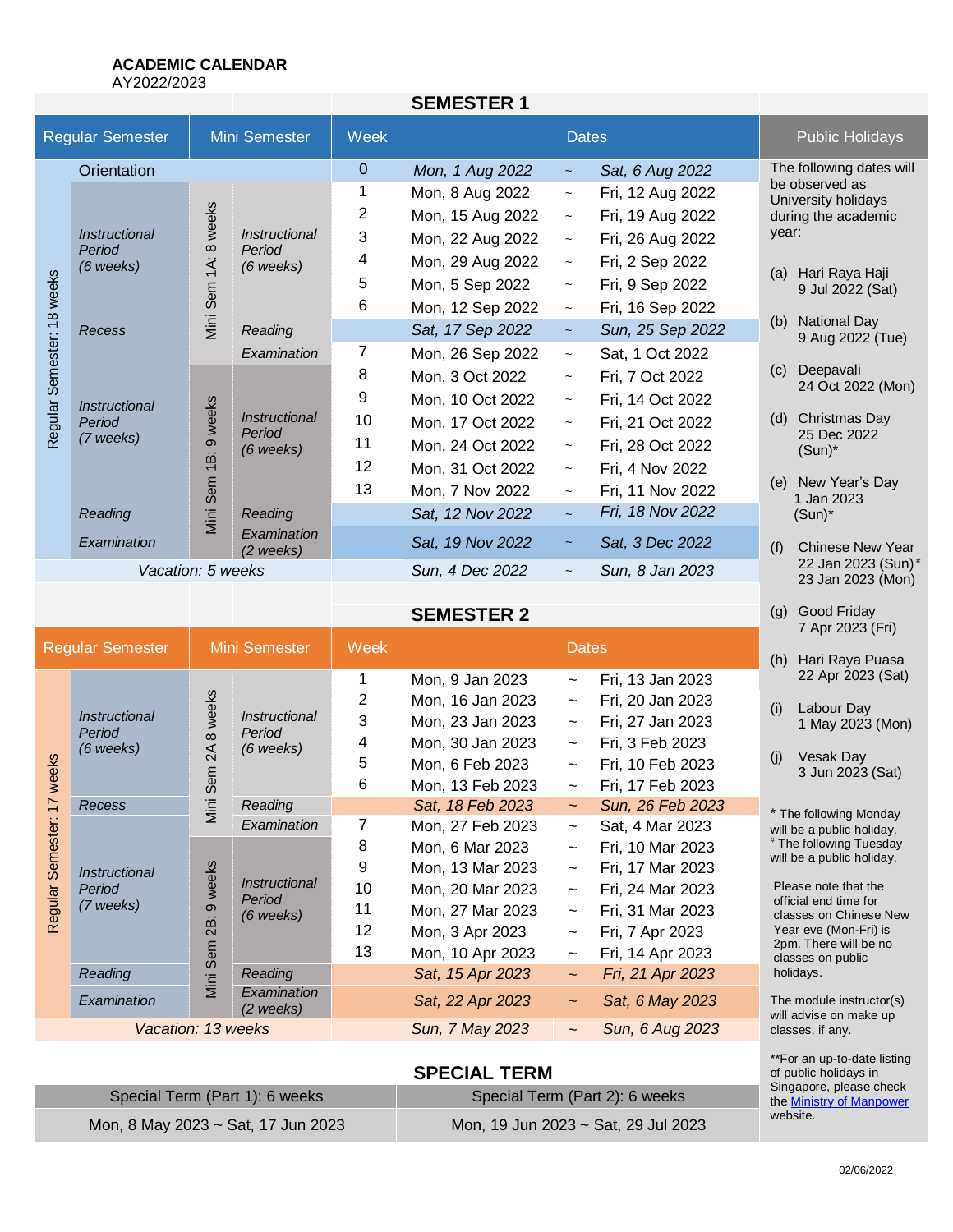**ACADEMIC CALENDAR**
AY2022/2023

## SEMESTER 1

| Regular Semester | | Mini Semester | | Week | Dates | | |
|---|---|---|---|---|---|---|---|
| Regular Semester: 18 weeks | Orientation | | | 0 | *Mon, 1 Aug 2022* | ~ | *Sat, 6 Aug 2022* |
| | *Instructional Period (6 weeks)* | Mini Sem 1A: 8 weeks | *Instructional Period (6 weeks)* | 1 | Mon, 8 Aug 2022 | ~ | Fri, 12 Aug 2022 |
| | | | | 2 | Mon, 15 Aug 2022 | ~ | Fri, 19 Aug 2022 |
| | | | | 3 | Mon, 22 Aug 2022 | ~ | Fri, 26 Aug 2022 |
| | | | | 4 | Mon, 29 Aug 2022 | ~ | Fri, 2 Sep 2022 |
| | | | | 5 | Mon, 5 Sep 2022 | ~ | Fri, 9 Sep 2022 |
| | | | | 6 | Mon, 12 Sep 2022 | ~ | Fri, 16 Sep 2022 |
| | *Recess* | | *Reading* | | *Sat, 17 Sep 2022* | ~ | *Sun, 25 Sep 2022* |
| | *Instructional Period (7 weeks)* | | *Examination* | 7 | Mon, 26 Sep 2022 | ~ | Sat, 1 Oct 2022 |
| | | Mini Sem 1B: 9 weeks | *Instructional Period (6 weeks)* | 8 | Mon, 3 Oct 2022 | ~ | Fri, 7 Oct 2022 |
| | | | | 9 | Mon, 10 Oct 2022 | ~ | Fri, 14 Oct 2022 |
| | | | | 10 | Mon, 17 Oct 2022 | ~ | Fri, 21 Oct 2022 |
| | | | | 11 | Mon, 24 Oct 2022 | ~ | Fri, 28 Oct 2022 |
| | | | | 12 | Mon, 31 Oct 2022 | ~ | Fri, 4 Nov 2022 |
| | | | | 13 | Mon, 7 Nov 2022 | ~ | Fri, 11 Nov 2022 |
| | *Reading* | | *Reading* | | *Sat, 12 Nov 2022* | ~ | *Fri, 18 Nov 2022* |
| | *Examination* | | *Examination (2 weeks)* | | *Sat, 19 Nov 2022* | ~ | *Sat, 3 Dec 2022* |
| | *Vacation: 5 weeks* | | | | *Sun, 4 Dec 2022* | ~ | *Sun, 8 Jan 2023* |

## SEMESTER 2

| Regular Semester | | Mini Semester | | Week | Dates | | |
|---|---|---|---|---|---|---|---|
| Regular Semester: 17 weeks | *Instructional Period (6 weeks)* | Mini Sem 2A 8 weeks | *Instructional Period (6 weeks)* | 1 | Mon, 9 Jan 2023 | ~ | Fri, 13 Jan 2023 |
| | | | | 2 | Mon, 16 Jan 2023 | ~ | Fri, 20 Jan 2023 |
| | | | | 3 | Mon, 23 Jan 2023 | ~ | Fri, 27 Jan 2023 |
| | | | | 4 | Mon, 30 Jan 2023 | ~ | Fri, 3 Feb 2023 |
| | | | | 5 | Mon, 6 Feb 2023 | ~ | Fri, 10 Feb 2023 |
| | | | | 6 | Mon, 13 Feb 2023 | ~ | Fri, 17 Feb 2023 |
| | *Recess* | | *Reading* | | *Sat, 18 Feb 2023* | ~ | *Sun, 26 Feb 2023* |
| | *Instructional Period (7 weeks)* | | *Examination* | 7 | Mon, 27 Feb 2023 | ~ | Sat, 4 Mar 2023 |
| | | Mini Sem 2B: 9 weeks | *Instructional Period (6 weeks)* | 8 | Mon, 6 Mar 2023 | ~ | Fri, 10 Mar 2023 |
| | | | | 9 | Mon, 13 Mar 2023 | ~ | Fri, 17 Mar 2023 |
| | | | | 10 | Mon, 20 Mar 2023 | ~ | Fri, 24 Mar 2023 |
| | | | | 11 | Mon, 27 Mar 2023 | ~ | Fri, 31 Mar 2023 |
| | | | | 12 | Mon, 3 Apr 2023 | ~ | Fri, 7 Apr 2023 |
| | | | | 13 | Mon, 10 Apr 2023 | ~ | Fri, 14 Apr 2023 |
| | *Reading* | | *Reading* | | *Sat, 15 Apr 2023* | ~ | *Fri, 21 Apr 2023* |
| | *Examination* | | *Examination (2 weeks)* | | *Sat, 22 Apr 2023* | ~ | *Sat, 6 May 2023* |
| | *Vacation: 13 weeks* | | | | *Sun, 7 May 2023* | ~ | *Sun, 6 Aug 2023* |

## SPECIAL TERM

| Special Term (Part 1): 6 weeks | Special Term (Part 2): 6 weeks |
|---|---|
| Mon, 8 May 2023 ~ Sat, 17 Jun 2023 | Mon, 19 Jun 2023 ~ Sat, 29 Jul 2023 |

## Public Holidays

The following dates will be observed as University holidays during the academic year:

(a) Hari Raya Haji
9 Jul 2022 (Sat)

(b) National Day
9 Aug 2022 (Tue)

(c) Deepavali
24 Oct 2022 (Mon)

(d) Christmas Day
25 Dec 2022 (Sun)*

(e) New Year's Day
1 Jan 2023 (Sun)*

(f) Chinese New Year
22 Jan 2023 (Sun)#
23 Jan 2023 (Mon)

(g) Good Friday
7 Apr 2023 (Fri)

(h) Hari Raya Puasa
22 Apr 2023 (Sat)

(i) Labour Day
1 May 2023 (Mon)

(j) Vesak Day
3 Jun 2023 (Sat)

* The following Monday will be a public holiday.
# The following Tuesday will be a public holiday.

Please note that the official end time for classes on Chinese New Year eve (Mon-Fri) is 2pm. There will be no classes on public holidays.

The module instructor(s) will advise on make up classes, if any.

**For an up-to-date listing of public holidays in Singapore, please check the Ministry of Manpower website.

02/06/2022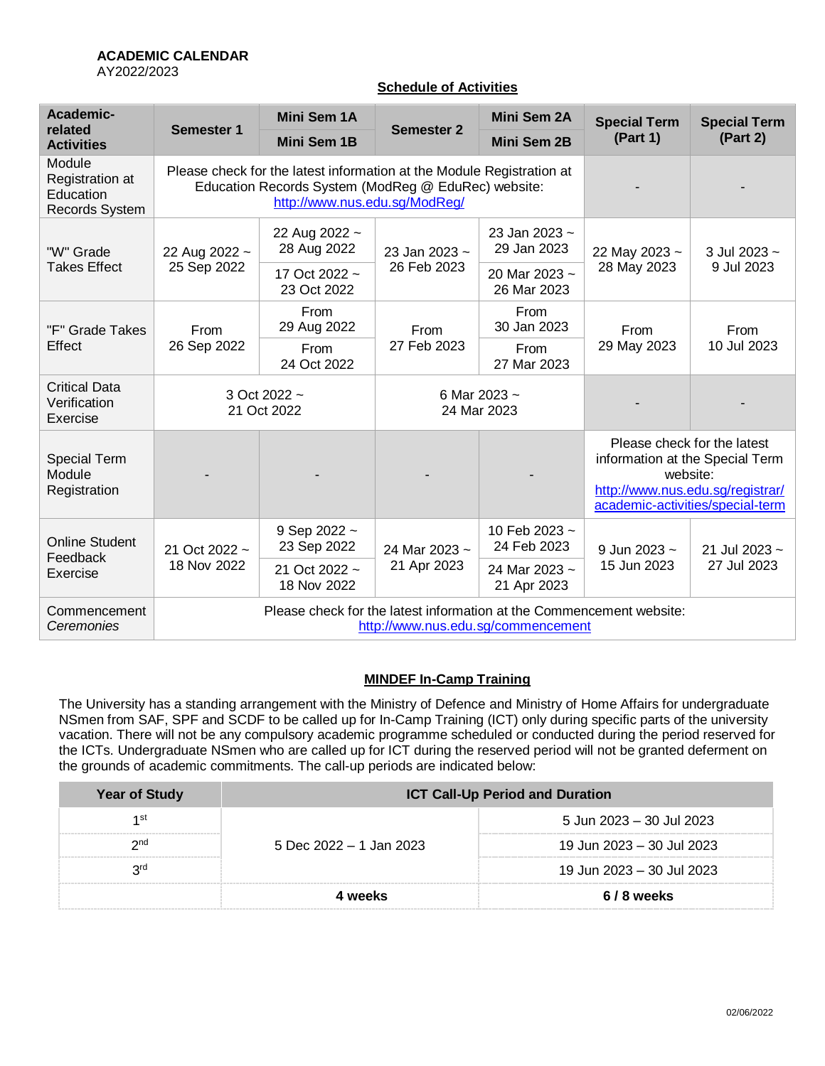**ACADEMIC CALENDAR**
AY2022/2023

**Schedule of Activities**

| Academic-related Activities | Semester 1 | Mini Sem 1A / Mini Sem 1B | Semester 2 | Mini Sem 2A / Mini Sem 2B | Special Term (Part 1) | Special Term (Part 2) |
|---|---|---|---|---|---|---|
| Module Registration at Education Records System | Please check for the latest information at the Module Registration at Education Records System (ModReg @ EduRec) website: http://www.nus.edu.sg/ModReg/ | | | | - | - |
| "W" Grade Takes Effect | 22 Aug 2022 ~ 25 Sep 2022 | 22 Aug 2022 ~ 28 Aug 2022 / 17 Oct 2022 ~ 23 Oct 2022 | 23 Jan 2023 ~ 26 Feb 2023 | 23 Jan 2023 ~ 29 Jan 2023 / 20 Mar 2023 ~ 26 Mar 2023 | 22 May 2023 ~ 28 May 2023 | 3 Jul 2023 ~ 9 Jul 2023 |
| "F" Grade Takes Effect | From 26 Sep 2022 | From 29 Aug 2022 / From 24 Oct 2022 | From 27 Feb 2023 | From 30 Jan 2023 / From 27 Mar 2023 | From 29 May 2023 | From 10 Jul 2023 |
| Critical Data Verification Exercise | 3 Oct 2022 ~ 21 Oct 2022 | | 6 Mar 2023 ~ 24 Mar 2023 | | - | - |
| Special Term Module Registration | - | - | - | - | Please check for the latest information at the Special Term website: http://www.nus.edu.sg/registrar/academic-activities/special-term | |
| Online Student Feedback Exercise | 21 Oct 2022 ~ 18 Nov 2022 | 9 Sep 2022 ~ 23 Sep 2022 / 21 Oct 2022 ~ 18 Nov 2022 | 24 Mar 2023 ~ 21 Apr 2023 | 10 Feb 2023 ~ 24 Feb 2023 / 24 Mar 2023 ~ 21 Apr 2023 | 9 Jun 2023 ~ 15 Jun 2023 | 21 Jul 2023 ~ 27 Jul 2023 |
| Commencement *Ceremonies* | Please check for the latest information at the Commencement website: http://www.nus.edu.sg/commencement | | | | | |

**MINDEF In-Camp Training**

The University has a standing arrangement with the Ministry of Defence and Ministry of Home Affairs for undergraduate NSmen from SAF, SPF and SCDF to be called up for In-Camp Training (ICT) only during specific parts of the university vacation. There will not be any compulsory academic programme scheduled or conducted during the period reserved for the ICTs. Undergraduate NSmen who are called up for ICT during the reserved period will not be granted deferment on the grounds of academic commitments. The call-up periods are indicated below:

| Year of Study | ICT Call-Up Period and Duration | |
|---|---|---|
| 1st | 5 Dec 2022 – 1 Jan 2023 | 5 Jun 2023 – 30 Jul 2023 |
| 2nd | | 19 Jun 2023 – 30 Jul 2023 |
| 3rd | | 19 Jun 2023 – 30 Jul 2023 |
| | **4 weeks** | **6 / 8 weeks** |

02/06/2022